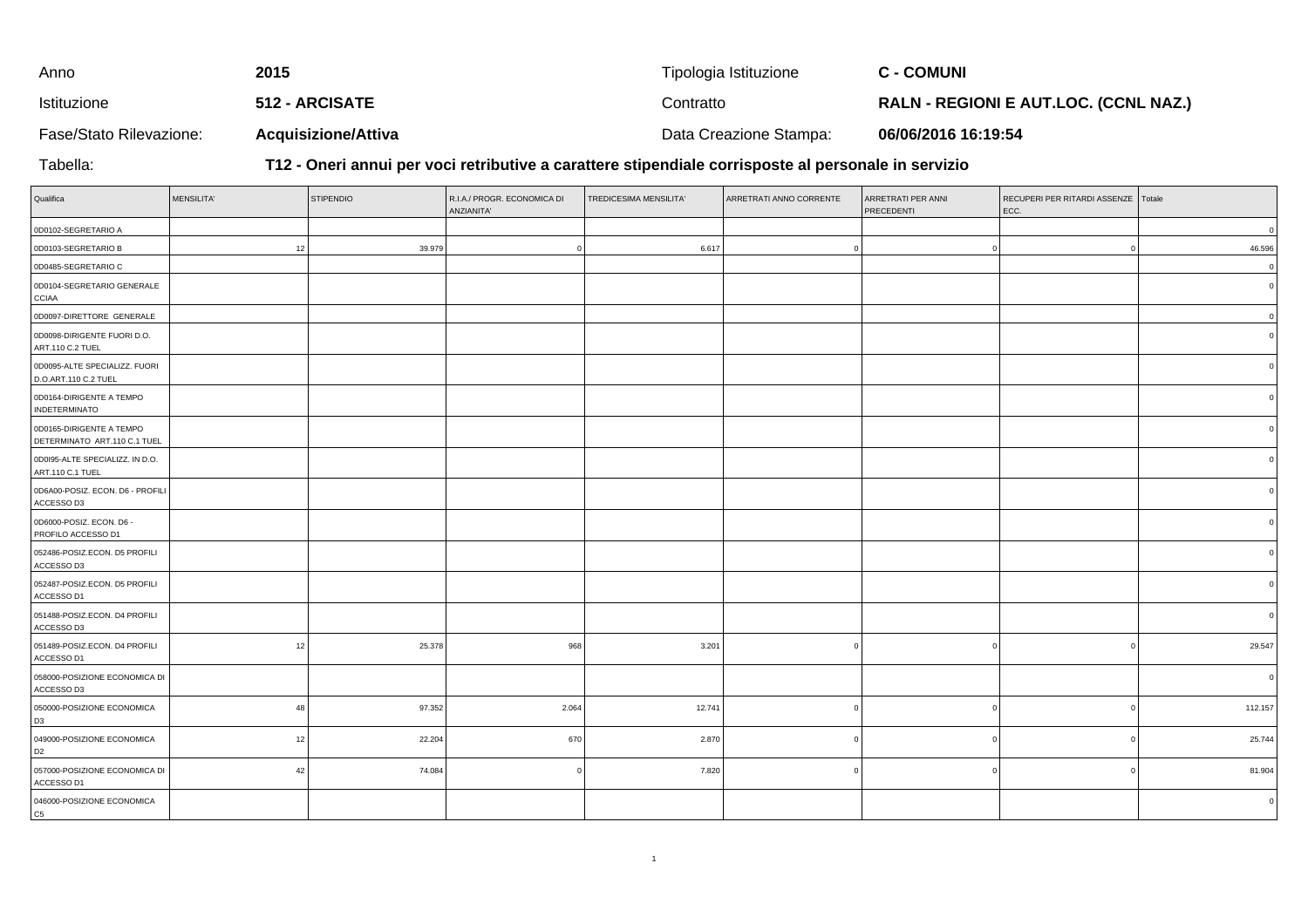| Anno | 2015 | Tipologia Istituzione | C - COMUNI |
|---|---|---|---|
| Istituzione | 512 - ARCISATE | Contratto | RALN - REGIONI E AUT.LOC. (CCNL NAZ.) |
| Fase/Stato Rilevazione: | Acquisizione/Attiva | Data Creazione Stampa: | 06/06/2016 16:19:54 |

Tabella: **T12 - Oneri annui per voci retributive a carattere stipendiale corrisposte al personale in servizio**

| Qualifica | MENSILITA' | STIPENDIO | R.I.A./ PROGR. ECONOMICA DI ANZIANITA' | TREDICESIMA MENSILITA' | ARRETRATI ANNO CORRENTE | ARRETRATI PER ANNI PRECEDENTI | RECUPERI PER RITARDI ASSENZE ECC. | Totale |
|---|---|---|---|---|---|---|---|---|
| 0D0102-SEGRETARIO A | | | | | | | | 0 |
| 0D0103-SEGRETARIO B | 12 | 39.979 | 0 | 6.617 | 0 | 0 | 0 | 46.596 |
| 0D0485-SEGRETARIO C | | | | | | | | 0 |
| 0D0104-SEGRETARIO GENERALE CCIAA | | | | | | | | 0 |
| 0D0097-DIRETTORE GENERALE | | | | | | | | 0 |
| 0D0098-DIRIGENTE FUORI D.O. ART.110 C.2 TUEL | | | | | | | | 0 |
| 0D0095-ALTE SPECIALIZZ. FUORI D.O.ART.110 C.2 TUEL | | | | | | | | 0 |
| 0D0164-DIRIGENTE A TEMPO INDETERMINATO | | | | | | | | 0 |
| 0D0165-DIRIGENTE A TEMPO DETERMINATO ART.110 C.1 TUEL | | | | | | | | 0 |
| 0D0I95-ALTE SPECIALIZZ. IN D.O. ART.110 C.1 TUEL | | | | | | | | 0 |
| 0D6A00-POSIZ. ECON. D6 - PROFILI ACCESSO D3 | | | | | | | | 0 |
| 0D6000-POSIZ. ECON. D6 - PROFILO ACCESSO D1 | | | | | | | | 0 |
| 052486-POSIZ.ECON. D5 PROFILI ACCESSO D3 | | | | | | | | 0 |
| 052487-POSIZ.ECON. D5 PROFILI ACCESSO D1 | | | | | | | | 0 |
| 051488-POSIZ.ECON. D4 PROFILI ACCESSO D3 | | | | | | | | 0 |
| 051489-POSIZ.ECON. D4 PROFILI ACCESSO D1 | 12 | 25.378 | 968 | 3.201 | 0 | 0 | 0 | 29.547 |
| 058000-POSIZIONE ECONOMICA DI ACCESSO D3 | | | | | | | | 0 |
| 050000-POSIZIONE ECONOMICA D3 | 48 | 97.352 | 2.064 | 12.741 | 0 | 0 | 0 | 112.157 |
| 049000-POSIZIONE ECONOMICA D2 | 12 | 22.204 | 670 | 2.870 | 0 | 0 | 0 | 25.744 |
| 057000-POSIZIONE ECONOMICA DI ACCESSO D1 | 42 | 74.084 | 0 | 7.820 | 0 | 0 | 0 | 81.904 |
| 046000-POSIZIONE ECONOMICA C5 | | | | | | | | 0 |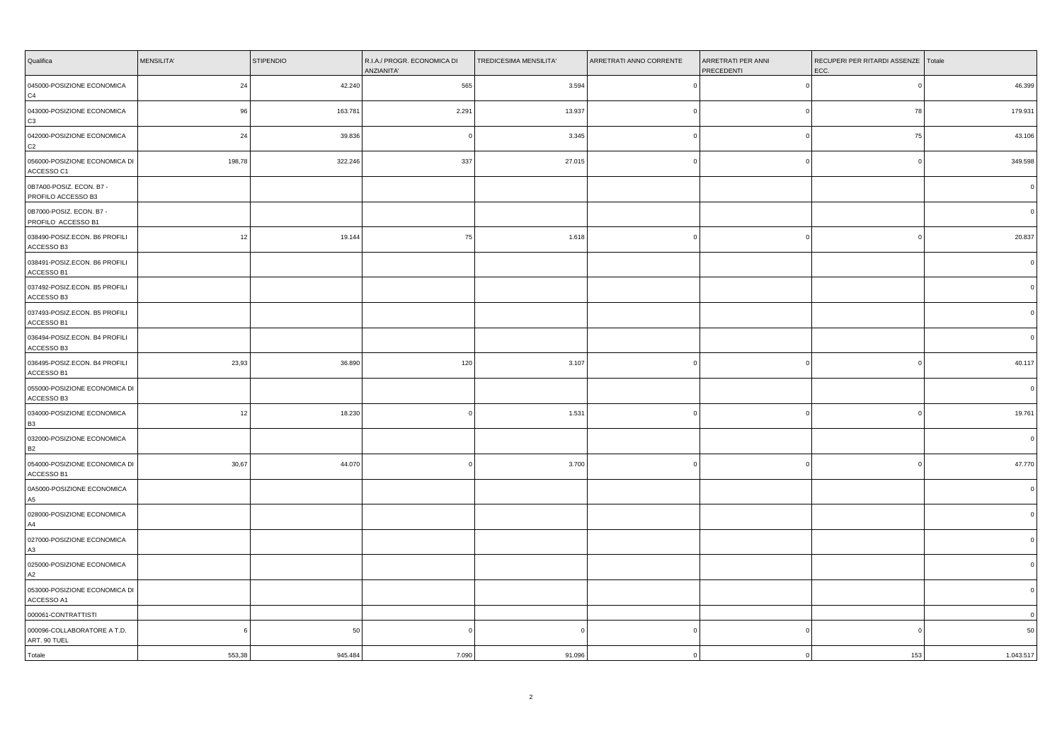| Qualifica | MENSILITA' | STIPENDIO | R.I.A./ PROGR. ECONOMICA DI ANZIANITA' | TREDICESIMA MENSILITA' | ARRETRATI ANNO CORRENTE | ARRETRATI PER ANNI PRECEDENTI | RECUPERI PER RITARDI ASSENZE ECC. | Totale |
|---|---|---|---|---|---|---|---|---|
| 045000-POSIZIONE ECONOMICA C4 | 24 | 42.240 | 565 | 3.594 | 0 | 0 | 0 | 46.399 |
| 043000-POSIZIONE ECONOMICA C3 | 96 | 163.781 | 2.291 | 13.937 | 0 | 0 | 78 | 179.931 |
| 042000-POSIZIONE ECONOMICA C2 | 24 | 39.836 | 0 | 3.345 | 0 | 0 | 75 | 43.106 |
| 056000-POSIZIONE ECONOMICA DI ACCESSO C1 | 198,78 | 322.246 | 337 | 27.015 | 0 | 0 | 0 | 349.598 |
| 0B7A00-POSIZ. ECON. B7 - PROFILO ACCESSO B3 | | | | | | | | 0 |
| 0B7000-POSIZ. ECON. B7 - PROFILO ACCESSO B1 | | | | | | | | 0 |
| 038490-POSIZ.ECON. B6 PROFILI ACCESSO B3 | 12 | 19.144 | 75 | 1.618 | 0 | 0 | 0 | 20.837 |
| 038491-POSIZ.ECON. B6 PROFILI ACCESSO B1 | | | | | | | | 0 |
| 037492-POSIZ.ECON. B5 PROFILI ACCESSO B3 | | | | | | | | 0 |
| 037493-POSIZ.ECON. B5 PROFILI ACCESSO B1 | | | | | | | | 0 |
| 036494-POSIZ.ECON. B4 PROFILI ACCESSO B3 | | | | | | | | 0 |
| 036495-POSIZ.ECON. B4 PROFILI ACCESSO B1 | 23,93 | 36.890 | 120 | 3.107 | 0 | 0 | 0 | 40.117 |
| 055000-POSIZIONE ECONOMICA DI ACCESSO B3 | | | | | | | | 0 |
| 034000-POSIZIONE ECONOMICA B3 | 12 | 18.230 | 0 | 1.531 | 0 | 0 | 0 | 19.761 |
| 032000-POSIZIONE ECONOMICA B2 | | | | | | | | 0 |
| 054000-POSIZIONE ECONOMICA DI ACCESSO B1 | 30,67 | 44.070 | 0 | 3.700 | 0 | 0 | 0 | 47.770 |
| 0A5000-POSIZIONE ECONOMICA A5 | | | | | | | | 0 |
| 028000-POSIZIONE ECONOMICA A4 | | | | | | | | 0 |
| 027000-POSIZIONE ECONOMICA A3 | | | | | | | | 0 |
| 025000-POSIZIONE ECONOMICA A2 | | | | | | | | 0 |
| 053000-POSIZIONE ECONOMICA DI ACCESSO A1 | | | | | | | | 0 |
| 000061-CONTRATTISTI | | | | | | | | 0 |
| 000096-COLLABORATORE A T.D. ART. 90 TUEL | 6 | 50 | 0 | 0 | 0 | 0 | 0 | 50 |
| Totale | 553,38 | 945.484 | 7.090 | 91.096 | 0 | 0 | 153 | 1.043.517 |